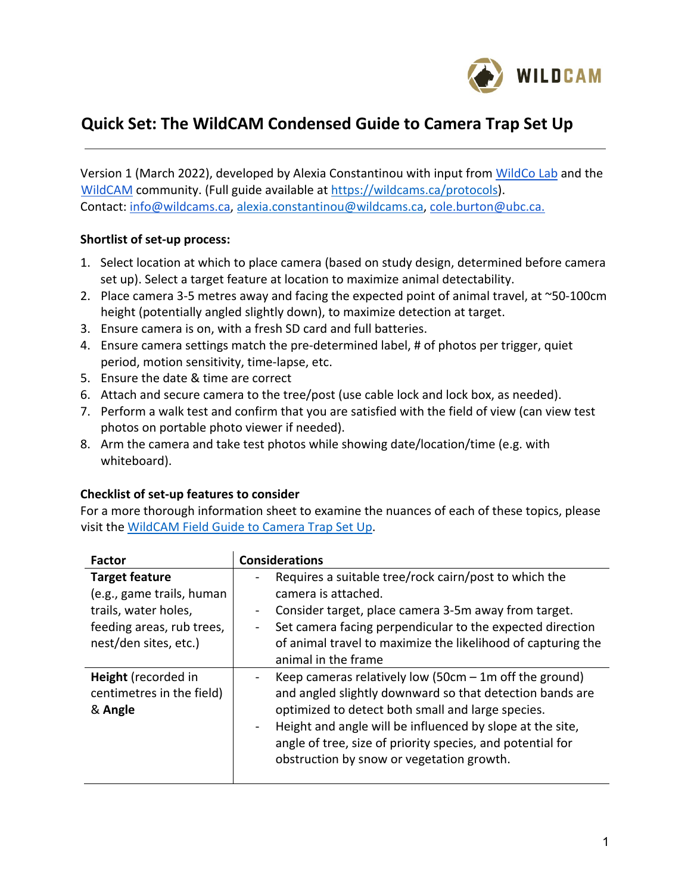# Quick Set: The WildCAM Condensed Guide to Camera Trap Set Up

Version 1 (March 2022), developed by Alexia Constantinou with input from WildCo Lab and the WildCAM community. (Full guide available at https://wildcams.ca/protocols).
Contact: info@wildcams.ca, alexia.constantinou@wildcams.ca, cole.burton@ubc.ca.

**Shortlist of set-up process:**

1. Select location at which to place camera (based on study design, determined before camera set up). Select a target feature at location to maximize animal detectability.
2. Place camera 3-5 metres away and facing the expected point of animal travel, at ~50-100cm height (potentially angled slightly down), to maximize detection at target.
3. Ensure camera is on, with a fresh SD card and full batteries.
4. Ensure camera settings match the pre-determined label, # of photos per trigger, quiet period, motion sensitivity, time-lapse, etc.
5. Ensure the date & time are correct
6. Attach and secure camera to the tree/post (use cable lock and lock box, as needed).
7. Perform a walk test and confirm that you are satisfied with the field of view (can view test photos on portable photo viewer if needed).
8. Arm the camera and take test photos while showing date/location/time (e.g. with whiteboard).

**Checklist of set-up features to consider**

For a more thorough information sheet to examine the nuances of each of these topics, please visit the WildCAM Field Guide to Camera Trap Set Up.

| Factor | Considerations |
|---|---|
| **Target feature** (e.g., game trails, human trails, water holes, feeding areas, rub trees, nest/den sites, etc.) | - Requires a suitable tree/rock cairn/post to which the camera is attached.<br>- Consider target, place camera 3-5m away from target.<br>- Set camera facing perpendicular to the expected direction of animal travel to maximize the likelihood of capturing the animal in the frame |
| **Height** (recorded in centimetres in the field) & **Angle** | - Keep cameras relatively low (50cm – 1m off the ground) and angled slightly downward so that detection bands are optimized to detect both small and large species.<br>- Height and angle will be influenced by slope at the site, angle of tree, size of priority species, and potential for obstruction by snow or vegetation growth. |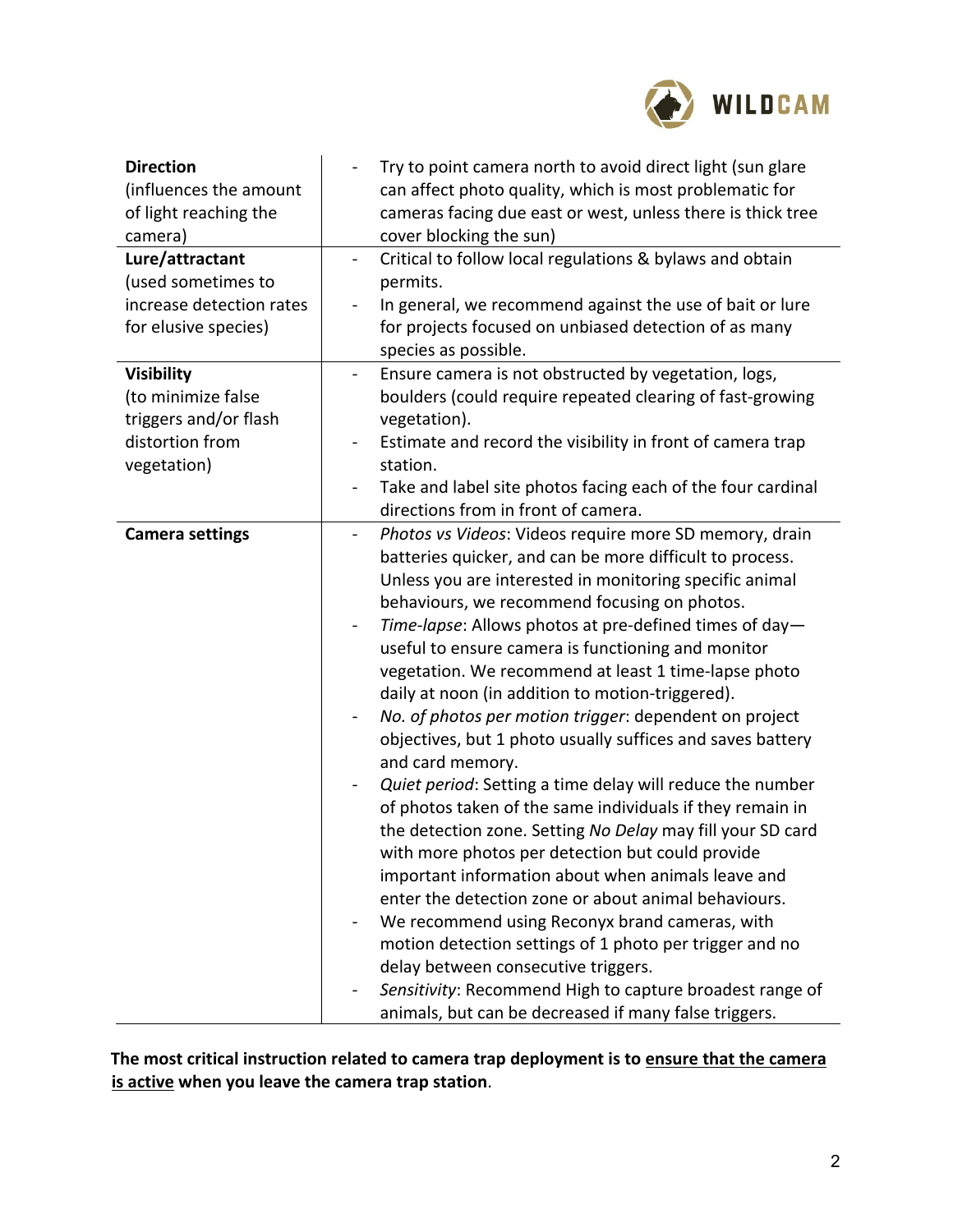| | |
|---|---|
| **Direction** (influences the amount of light reaching the camera) | - Try to point camera north to avoid direct light (sun glare can affect photo quality, which is most problematic for cameras facing due east or west, unless there is thick tree cover blocking the sun) |
| **Lure/attractant** (used sometimes to increase detection rates for elusive species) | - Critical to follow local regulations & bylaws and obtain permits.<br>- In general, we recommend against the use of bait or lure for projects focused on unbiased detection of as many species as possible. |
| **Visibility** (to minimize false triggers and/or flash distortion from vegetation) | - Ensure camera is not obstructed by vegetation, logs, boulders (could require repeated clearing of fast-growing vegetation).<br>- Estimate and record the visibility in front of camera trap station.<br>- Take and label site photos facing each of the four cardinal directions from in front of camera. |
| **Camera settings** | - *Photos vs Videos*: Videos require more SD memory, drain batteries quicker, and can be more difficult to process. Unless you are interested in monitoring specific animal behaviours, we recommend focusing on photos.<br>- *Time-lapse*: Allows photos at pre-defined times of day—useful to ensure camera is functioning and monitor vegetation. We recommend at least 1 time-lapse photo daily at noon (in addition to motion-triggered).<br>- *No. of photos per motion trigger*: dependent on project objectives, but 1 photo usually suffices and saves battery and card memory.<br>- *Quiet period*: Setting a time delay will reduce the number of photos taken of the same individuals if they remain in the detection zone. Setting *No Delay* may fill your SD card with more photos per detection but could provide important information about when animals leave and enter the detection zone or about animal behaviours.<br>- We recommend using Reconyx brand cameras, with motion detection settings of 1 photo per trigger and no delay between consecutive triggers.<br>- *Sensitivity*: Recommend High to capture broadest range of animals, but can be decreased if many false triggers. |

**The most critical instruction related to camera trap deployment is to <u>ensure that the camera is active</u> when you leave the camera trap station**.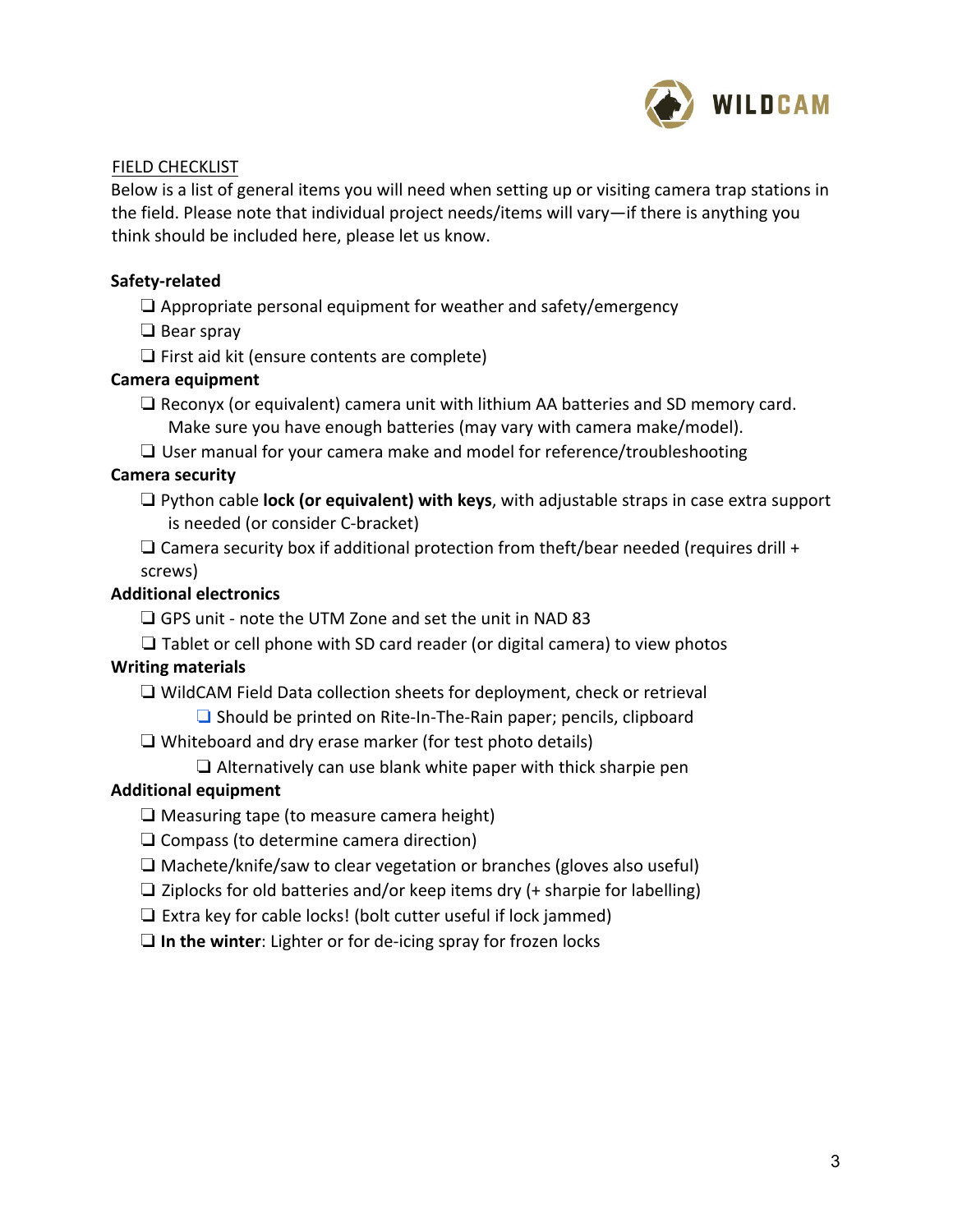## FIELD CHECKLIST

Below is a list of general items you will need when setting up or visiting camera trap stations in the field. Please note that individual project needs/items will vary—if there is anything you think should be included here, please let us know.

**Safety-related**

- [ ] Appropriate personal equipment for weather and safety/emergency
- [ ] Bear spray
- [ ] First aid kit (ensure contents are complete)

**Camera equipment**

- [ ] Reconyx (or equivalent) camera unit with lithium AA batteries and SD memory card. Make sure you have enough batteries (may vary with camera make/model).
- [ ] User manual for your camera make and model for reference/troubleshooting

**Camera security**

- [ ] Python cable **lock (or equivalent) with keys**, with adjustable straps in case extra support is needed (or consider C-bracket)
- [ ] Camera security box if additional protection from theft/bear needed (requires drill + screws)

**Additional electronics**

- [ ] GPS unit - note the UTM Zone and set the unit in NAD 83
- [ ] Tablet or cell phone with SD card reader (or digital camera) to view photos

**Writing materials**

- [ ] WildCAM Field Data collection sheets for deployment, check or retrieval
  - [ ] Should be printed on Rite-In-The-Rain paper; pencils, clipboard
- [ ] Whiteboard and dry erase marker (for test photo details)
  - [ ] Alternatively can use blank white paper with thick sharpie pen

**Additional equipment**

- [ ] Measuring tape (to measure camera height)
- [ ] Compass (to determine camera direction)
- [ ] Machete/knife/saw to clear vegetation or branches (gloves also useful)
- [ ] Ziplocks for old batteries and/or keep items dry (+ sharpie for labelling)
- [ ] Extra key for cable locks! (bolt cutter useful if lock jammed)
- [ ] **In the winter**: Lighter or for de-icing spray for frozen locks